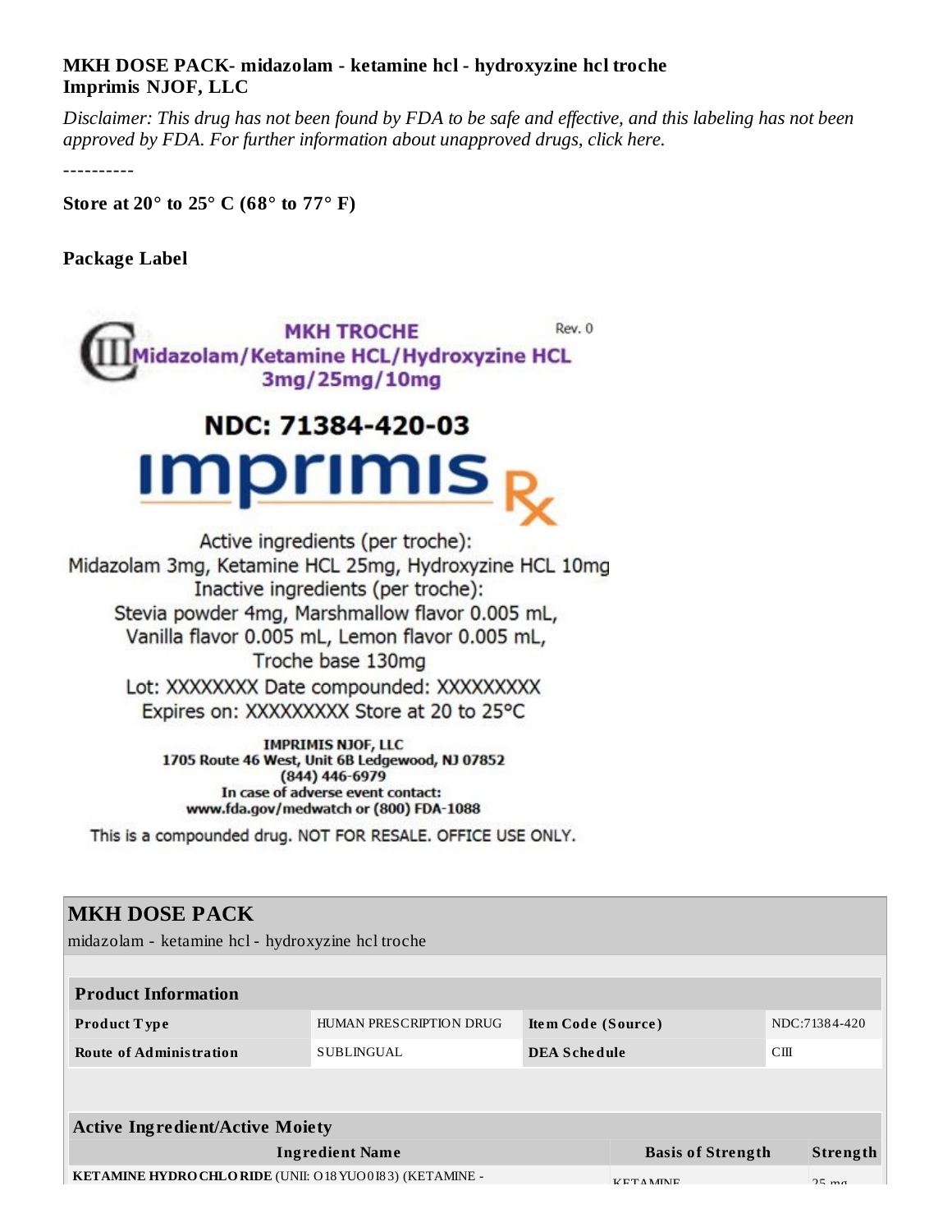**MKH DOSE PACK- midazolam - ketamine hcl - hydroxyzine hcl troche**
**Imprimis NJOF, LLC**

*Disclaimer: This drug has not been found by FDA to be safe and effective, and this labeling has not been approved by FDA. For further information about unapproved drugs, click here.*

----------

**Store at 20° to 25° C (68° to 77° F)**

**Package Label**

MKH TROCHE

Rev. 0

Midazolam/Ketamine HCL/Hydroxyzine HCL
3mg/25mg/10mg

NDC: 71384-420-03

imprimis Rx

Active ingredients (per troche):
Midazolam 3mg, Ketamine HCL 25mg, Hydroxyzine HCL 10mg
Inactive ingredients (per troche):
Stevia powder 4mg, Marshmallow flavor 0.005 mL,
Vanilla flavor 0.005 mL, Lemon flavor 0.005 mL,
Troche base 130mg
Lot: XXXXXXXX Date compounded: XXXXXXXXX
Expires on: XXXXXXXXX Store at 20 to 25°C

IMPRIMIS NJOF, LLC
1705 Route 46 West, Unit 6B Ledgewood, NJ 07852
(844) 446-6979
In case of adverse event contact:
www.fda.gov/medwatch or (800) FDA-1088

This is a compounded drug. NOT FOR RESALE. OFFICE USE ONLY.

## MKH DOSE PACK

midazolam - ketamine hcl - hydroxyzine hcl troche

| Product Information | | | |
|---|---|---|---|
| **Product Type** | HUMAN PRESCRIPTION DRUG | **Item Code (Source)** | NDC:71384-420 |
| **Route of Administration** | SUBLINGUAL | **DEA Schedule** | CIII |

| Active Ingredient/Active Moiety | | |
|---|---|---|
| **Ingredient Name** | **Basis of Strength** | **Strength** |
| **KETAMINE HYDROCHLORIDE** (UNII: O18YUO0I83) (KETAMINE - | KETAMINE | 25 mg |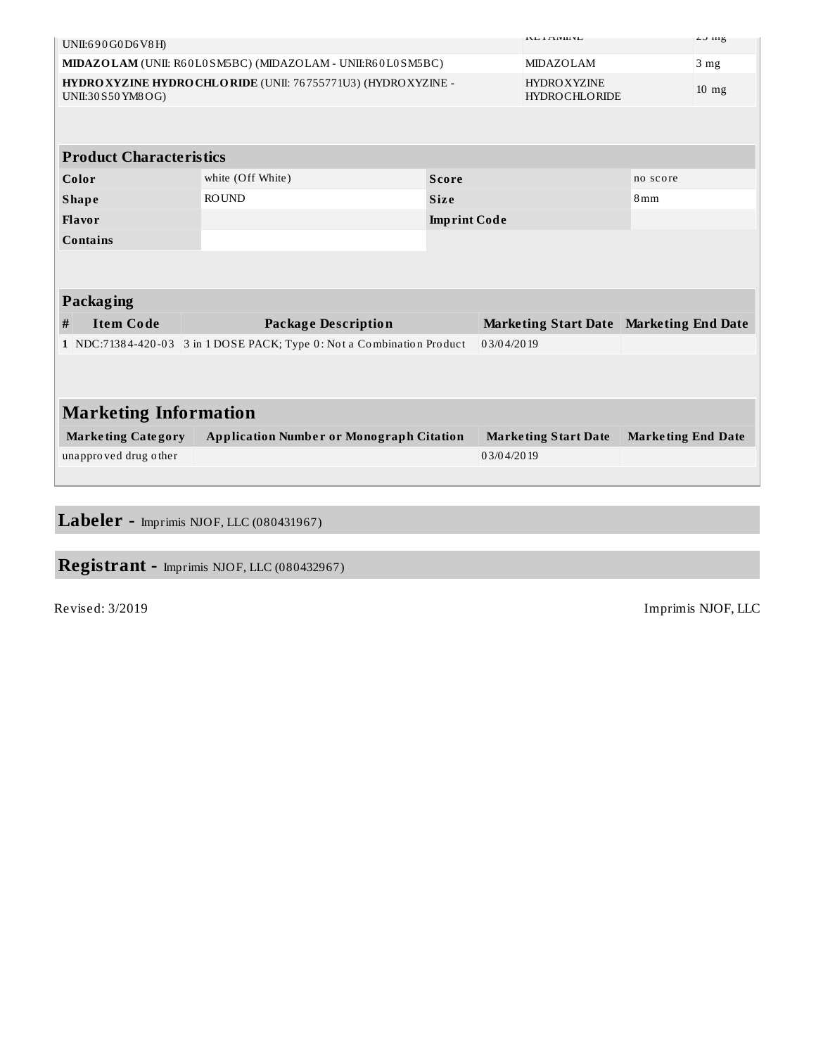| | | |
|---|---|---|
| UNII:690G0D6V8H) | KETAMINE | 25 mg |
| **MIDAZOLAM** (UNII: R60L0SM5BC) (MIDAZOLAM - UNII:R60L0SM5BC) | MIDAZOLAM | 3 mg |
| **HYDROXYZINE HYDROCHLORIDE** (UNII: 76755771U3) (HYDROXYZINE - UNII:30S50YM8OG) | HYDROXYZINE HYDROCHLORIDE | 10 mg |

| Product Characteristics | | | |
|---|---|---|---|
| **Color** | white (Off White) | **Score** | no score |
| **Shape** | ROUND | **Size** | 8mm |
| **Flavor** | | **Imprint Code** | |
| **Contains** | | | |

| Packaging | | | | |
|---|---|---|---|---|
| **#** | **Item Code** | **Package Description** | **Marketing Start Date** | **Marketing End Date** |
| **1** | NDC:71384-420-03 | 3 in 1 DOSE PACK; Type 0: Not a Combination Product | 03/04/2019 | |

| Marketing Information | | | |
|---|---|---|---|
| **Marketing Category** | **Application Number or Monograph Citation** | **Marketing Start Date** | **Marketing End Date** |
| unapproved drug other | | 03/04/2019 | |

## Labeler - Imprimis NJOF, LLC (080431967)

## Registrant - Imprimis NJOF, LLC (080432967)

Revised: 3/2019

Imprimis NJOF, LLC